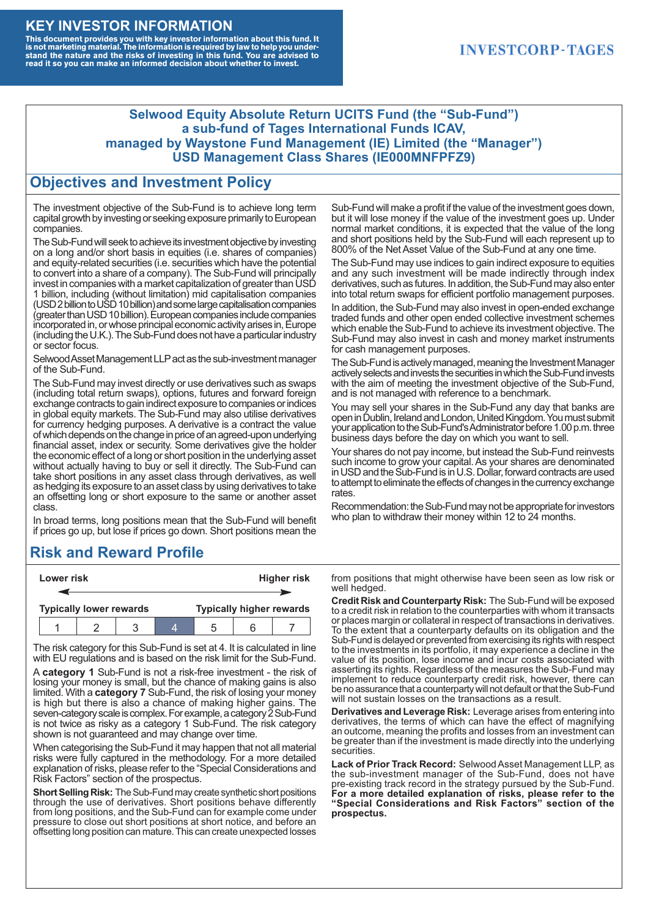# KEY INVESTOR INFORMATION

**This document provides you with key investor information about this fund. It is not marketing material. The information is required by law to help you understand the nature and the risks of investing in this fund. You are advised to read it so you can make an informed decision about whether to invest.**

INVESTCORP-TAGES

**Selwood Equity Absolute Return UCITS Fund (the "Sub-Fund")**
**a sub-fund of Tages International Funds ICAV,**
**managed by Waystone Fund Management (IE) Limited (the "Manager")**
**USD Management Class Shares (IE000MNFPFZ9)**

## Objectives and Investment Policy

The investment objective of the Sub-Fund is to achieve long term capital growth by investing or seeking exposure primarily to European companies.

The Sub-Fund will seek to achieve its investment objective by investing on a long and/or short basis in equities (i.e. shares of companies) and equity-related securities (i.e. securities which have the potential to convert into a share of a company). The Sub-Fund will principally invest in companies with a market capitalization of greater than USD 1 billion, including (without limitation) mid capitalisation companies (USD 2 billion to USD 10 billion) and some large capitalisation companies (greater than USD 10 billion). European companies include companies incorporated in, or whose principal economic activity arises in, Europe (including the U.K.). The Sub-Fund does not have a particular industry or sector focus.

Selwood Asset Management LLP act as the sub-investment manager of the Sub-Fund.

The Sub-Fund may invest directly or use derivatives such as swaps (including total return swaps), options, futures and forward foreign exchange contracts to gain indirect exposure to companies or indices in global equity markets. The Sub-Fund may also utilise derivatives for currency hedging purposes. A derivative is a contract the value of which depends on the change in price of an agreed-upon underlying financial asset, index or security. Some derivatives give the holder the economic effect of a long or short position in the underlying asset without actually having to buy or sell it directly. The Sub-Fund can take short positions in any asset class through derivatives, as well as hedging its exposure to an asset class by using derivatives to take an offsetting long or short exposure to the same or another asset class.

In broad terms, long positions mean the Sub-Fund will benefit if prices go up, but lose if prices go down. Short positions mean the Sub-Fund will make a profit if the value of the investment goes down, but it will lose money if the value of the investment goes up. Under normal market conditions, it is expected that the value of the long and short positions held by the Sub-Fund will each represent up to 800% of the Net Asset Value of the Sub-Fund at any one time.

The Sub-Fund may use indices to gain indirect exposure to equities and any such investment will be made indirectly through index derivatives, such as futures. In addition, the Sub-Fund may also enter into total return swaps for efficient portfolio management purposes.

In addition, the Sub-Fund may also invest in open-ended exchange traded funds and other open ended collective investment schemes which enable the Sub-Fund to achieve its investment objective. The Sub-Fund may also invest in cash and money market instruments for cash management purposes.

The Sub-Fund is actively managed, meaning the Investment Manager actively selects and invests the securities in which the Sub-Fund invests with the aim of meeting the investment objective of the Sub-Fund, and is not managed with reference to a benchmark.

You may sell your shares in the Sub-Fund any day that banks are open in Dublin, Ireland and London, United Kingdom. You must submit your application to the Sub-Fund's Administrator before 1.00 p.m. three business days before the day on which you want to sell.

Your shares do not pay income, but instead the Sub-Fund reinvests such income to grow your capital. As your shares are denominated in USD and the Sub-Fund is in U.S. Dollar, forward contracts are used to attempt to eliminate the effects of changes in the currency exchange rates.

Recommendation: the Sub-Fund may not be appropriate for investors who plan to withdraw their money within 12 to 24 months.

## Risk and Reward Profile

| Lower risk | | | | | | Higher risk |
|---|---|---|---|---|---|---|
| Typically lower rewards | | | | | | Typically higher rewards |
| 1 | 2 | 3 | **4** | 5 | 6 | 7 |

The risk category for this Sub-Fund is set at 4. It is calculated in line with EU regulations and is based on the risk limit for the Sub-Fund.

A **category 1** Sub-Fund is not a risk-free investment - the risk of losing your money is small, but the chance of making gains is also limited. With a **category 7** Sub-Fund, the risk of losing your money is high but there is also a chance of making higher gains. The seven-category scale is complex. For example, a category 2 Sub-Fund is not twice as risky as a category 1 Sub-Fund. The risk category shown is not guaranteed and may change over time.

When categorising the Sub-Fund it may happen that not all material risks were fully captured in the methodology. For a more detailed explanation of risks, please refer to the "Special Considerations and Risk Factors" section of the prospectus.

**Short Selling Risk:** The Sub-Fund may create synthetic short positions through the use of derivatives. Short positions behave differently from long positions, and the Sub-Fund can for example come under pressure to close out short positions at short notice, and before an offsetting long position can mature. This can create unexpected losses from positions that might otherwise have been seen as low risk or well hedged.

**Credit Risk and Counterparty Risk:** The Sub-Fund will be exposed to a credit risk in relation to the counterparties with whom it transacts or places margin or collateral in respect of transactions in derivatives. To the extent that a counterparty defaults on its obligation and the Sub-Fund is delayed or prevented from exercising its rights with respect to the investments in its portfolio, it may experience a decline in the value of its position, lose income and incur costs associated with asserting its rights. Regardless of the measures the Sub-Fund may implement to reduce counterparty credit risk, however, there can be no assurance that a counterparty will not default or that the Sub-Fund will not sustain losses on the transactions as a result.

**Derivatives and Leverage Risk:** Leverage arises from entering into derivatives, the terms of which can have the effect of magnifying an outcome, meaning the profits and losses from an investment can be greater than if the investment is made directly into the underlying securities.

**Lack of Prior Track Record:** Selwood Asset Management LLP, as the sub-investment manager of the Sub-Fund, does not have pre-existing track record in the strategy pursued by the Sub-Fund. **For a more detailed explanation of risks, please refer to the "Special Considerations and Risk Factors" section of the prospectus.**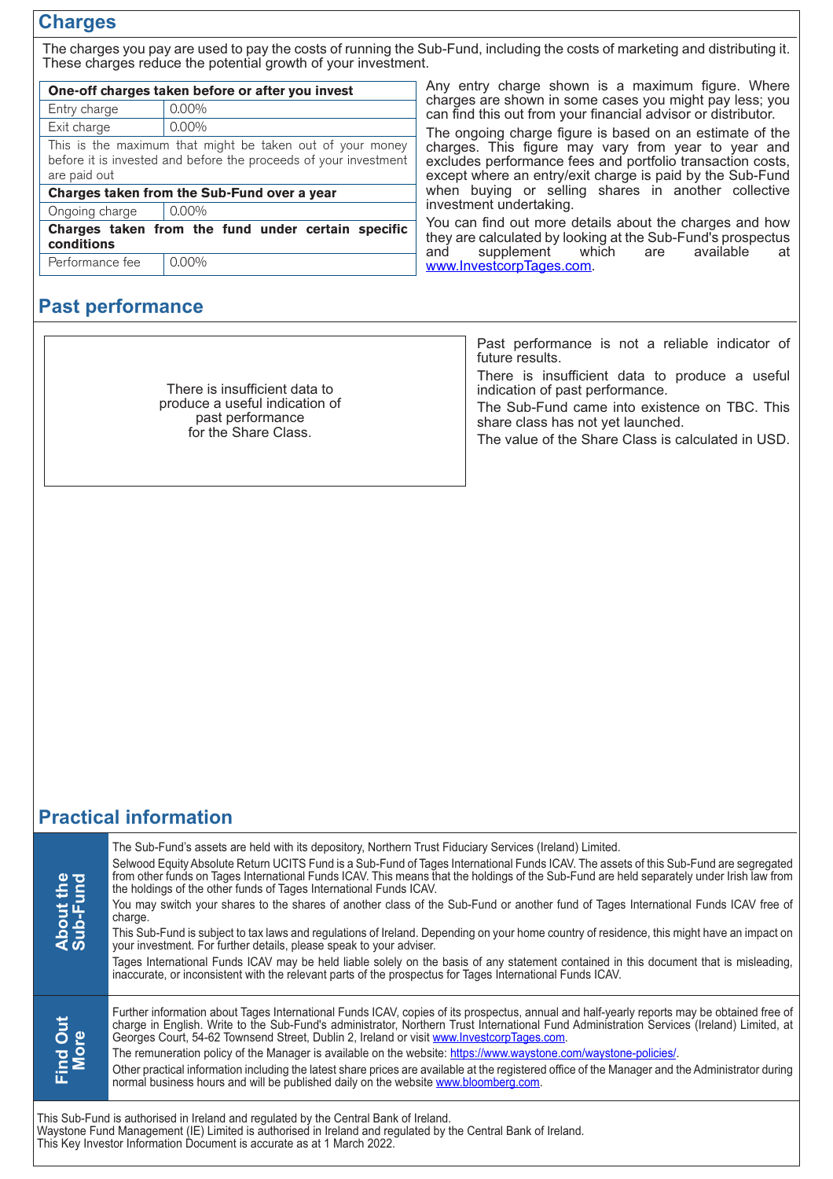## Charges

The charges you pay are used to pay the costs of running the Sub-Fund, including the costs of marketing and distributing it. These charges reduce the potential growth of your investment.

| One-off charges taken before or after you invest | |
|---|---|
| Entry charge | 0.00% |
| Exit charge | 0.00% |
| This is the maximum that might be taken out of your money before it is invested and before the proceeds of your investment are paid out | |
| **Charges taken from the Sub-Fund over a year** | |
| Ongoing charge | 0.00% |
| **Charges taken from the fund under certain specific conditions** | |
| Performance fee | 0.00% |

Any entry charge shown is a maximum figure. Where charges are shown in some cases you might pay less; you can find this out from your financial advisor or distributor.

The ongoing charge figure is based on an estimate of the charges. This figure may vary from year to year and excludes performance fees and portfolio transaction costs, except where an entry/exit charge is paid by the Sub-Fund when buying or selling shares in another collective investment undertaking.

You can find out more details about the charges and how they are calculated by looking at the Sub-Fund's prospectus and supplement which are available at www.InvestcorpTages.com.

## Past performance

There is insufficient data to produce a useful indication of past performance for the Share Class.

Past performance is not a reliable indicator of future results.

There is insufficient data to produce a useful indication of past performance.

The Sub-Fund came into existence on TBC. This share class has not yet launched.

The value of the Share Class is calculated in USD.

## Practical information

### About the Sub-Fund

The Sub-Fund's assets are held with its depository, Northern Trust Fiduciary Services (Ireland) Limited.

Selwood Equity Absolute Return UCITS Fund is a Sub-Fund of Tages International Funds ICAV. The assets of this Sub-Fund are segregated from other funds on Tages International Funds ICAV. This means that the holdings of the Sub-Fund are held separately under Irish law from the holdings of the other funds of Tages International Funds ICAV.

You may switch your shares to the shares of another class of the Sub-Fund or another fund of Tages International Funds ICAV free of charge.

This Sub-Fund is subject to tax laws and regulations of Ireland. Depending on your home country of residence, this might have an impact on your investment. For further details, please speak to your adviser.

Tages International Funds ICAV may be held liable solely on the basis of any statement contained in this document that is misleading, inaccurate, or inconsistent with the relevant parts of the prospectus for Tages International Funds ICAV.

### Find Out More

Further information about Tages International Funds ICAV, copies of its prospectus, annual and half-yearly reports may be obtained free of charge in English. Write to the Sub-Fund's administrator, Northern Trust International Fund Administration Services (Ireland) Limited, at Georges Court, 54-62 Townsend Street, Dublin 2, Ireland or visit www.InvestcorpTages.com.

The remuneration policy of the Manager is available on the website: https://www.waystone.com/waystone-policies/.

Other practical information including the latest share prices are available at the registered office of the Manager and the Administrator during normal business hours and will be published daily on the website www.bloomberg.com.

This Sub-Fund is authorised in Ireland and regulated by the Central Bank of Ireland.
Waystone Fund Management (IE) Limited is authorised in Ireland and regulated by the Central Bank of Ireland.
This Key Investor Information Document is accurate as at 1 March 2022.